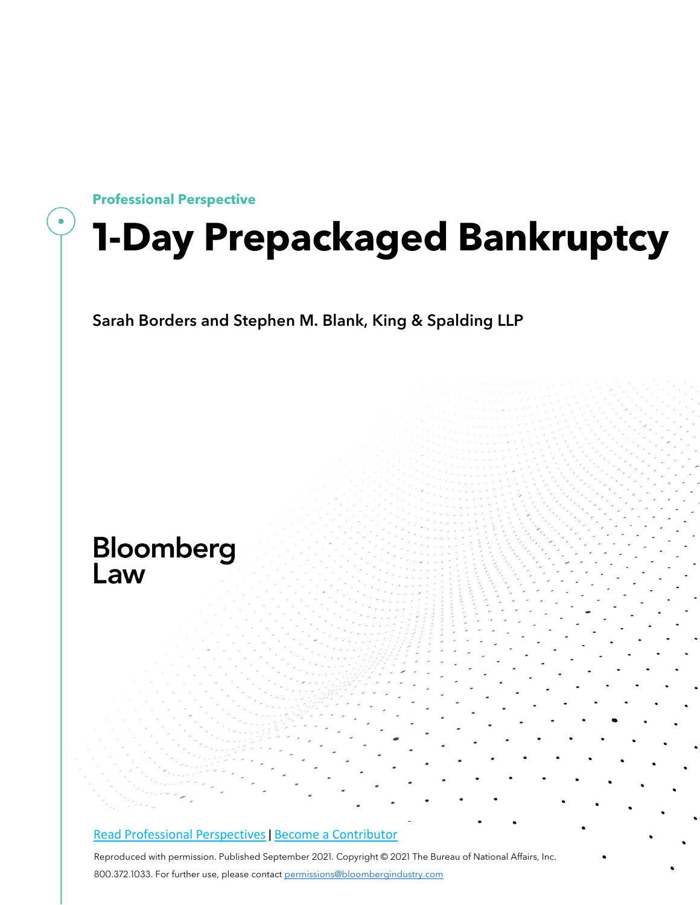Professional Perspective

# 1-Day Prepackaged Bankruptcy

Sarah Borders and Stephen M. Blank, King & Spalding LLP

Bloomberg Law

Read Professional Perspectives | Become a Contributor

Reproduced with permission. Published September 2021. Copyright © 2021 The Bureau of National Affairs, Inc. 800.372.1033. For further use, please contact permissions@bloombergindustry.com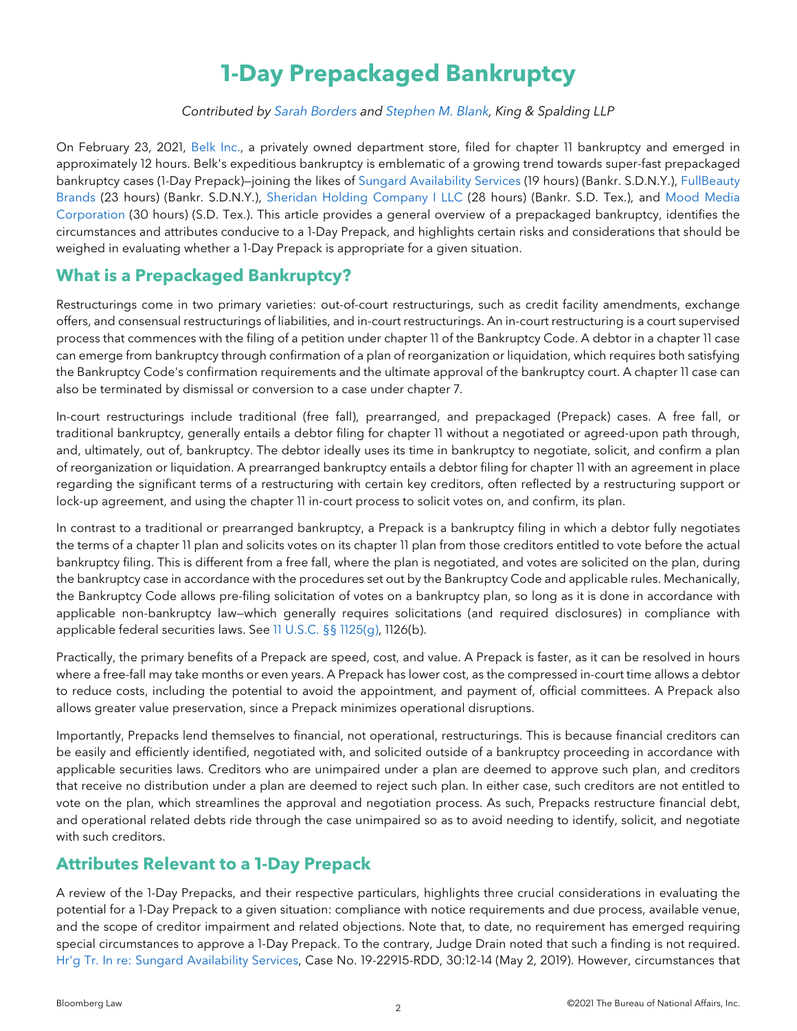# 1-Day Prepackaged Bankruptcy

*Contributed by Sarah Borders and Stephen M. Blank, King & Spalding LLP*

On February 23, 2021, Belk Inc., a privately owned department store, filed for chapter 11 bankruptcy and emerged in approximately 12 hours. Belk's expeditious bankruptcy is emblematic of a growing trend towards super-fast prepackaged bankruptcy cases (1-Day Prepack)—joining the likes of Sungard Availability Services (19 hours) (Bankr. S.D.N.Y.), FullBeauty Brands (23 hours) (Bankr. S.D.N.Y.), Sheridan Holding Company I LLC (28 hours) (Bankr. S.D. Tex.), and Mood Media Corporation (30 hours) (S.D. Tex.). This article provides a general overview of a prepackaged bankruptcy, identifies the circumstances and attributes conducive to a 1-Day Prepack, and highlights certain risks and considerations that should be weighed in evaluating whether a 1-Day Prepack is appropriate for a given situation.

## What is a Prepackaged Bankruptcy?

Restructurings come in two primary varieties: out-of-court restructurings, such as credit facility amendments, exchange offers, and consensual restructurings of liabilities, and in-court restructurings. An in-court restructuring is a court supervised process that commences with the filing of a petition under chapter 11 of the Bankruptcy Code. A debtor in a chapter 11 case can emerge from bankruptcy through confirmation of a plan of reorganization or liquidation, which requires both satisfying the Bankruptcy Code's confirmation requirements and the ultimate approval of the bankruptcy court. A chapter 11 case can also be terminated by dismissal or conversion to a case under chapter 7.

In-court restructurings include traditional (free fall), prearranged, and prepackaged (Prepack) cases. A free fall, or traditional bankruptcy, generally entails a debtor filing for chapter 11 without a negotiated or agreed-upon path through, and, ultimately, out of, bankruptcy. The debtor ideally uses its time in bankruptcy to negotiate, solicit, and confirm a plan of reorganization or liquidation. A prearranged bankruptcy entails a debtor filing for chapter 11 with an agreement in place regarding the significant terms of a restructuring with certain key creditors, often reflected by a restructuring support or lock-up agreement, and using the chapter 11 in-court process to solicit votes on, and confirm, its plan.

In contrast to a traditional or prearranged bankruptcy, a Prepack is a bankruptcy filing in which a debtor fully negotiates the terms of a chapter 11 plan and solicits votes on its chapter 11 plan from those creditors entitled to vote before the actual bankruptcy filing. This is different from a free fall, where the plan is negotiated, and votes are solicited on the plan, during the bankruptcy case in accordance with the procedures set out by the Bankruptcy Code and applicable rules. Mechanically, the Bankruptcy Code allows pre-filing solicitation of votes on a bankruptcy plan, so long as it is done in accordance with applicable non-bankruptcy law—which generally requires solicitations (and required disclosures) in compliance with applicable federal securities laws. See 11 U.S.C. §§ 1125(g), 1126(b).

Practically, the primary benefits of a Prepack are speed, cost, and value. A Prepack is faster, as it can be resolved in hours where a free-fall may take months or even years. A Prepack has lower cost, as the compressed in-court time allows a debtor to reduce costs, including the potential to avoid the appointment, and payment of, official committees. A Prepack also allows greater value preservation, since a Prepack minimizes operational disruptions.

Importantly, Prepacks lend themselves to financial, not operational, restructurings. This is because financial creditors can be easily and efficiently identified, negotiated with, and solicited outside of a bankruptcy proceeding in accordance with applicable securities laws. Creditors who are unimpaired under a plan are deemed to approve such plan, and creditors that receive no distribution under a plan are deemed to reject such plan. In either case, such creditors are not entitled to vote on the plan, which streamlines the approval and negotiation process. As such, Prepacks restructure financial debt, and operational related debts ride through the case unimpaired so as to avoid needing to identify, solicit, and negotiate with such creditors.

## Attributes Relevant to a 1-Day Prepack

A review of the 1-Day Prepacks, and their respective particulars, highlights three crucial considerations in evaluating the potential for a 1-Day Prepack to a given situation: compliance with notice requirements and due process, available venue, and the scope of creditor impairment and related objections. Note that, to date, no requirement has emerged requiring special circumstances to approve a 1-Day Prepack. To the contrary, Judge Drain noted that such a finding is not required. Hr'g Tr. In re: Sungard Availability Services, Case No. 19-22915-RDD, 30:12-14 (May 2, 2019). However, circumstances that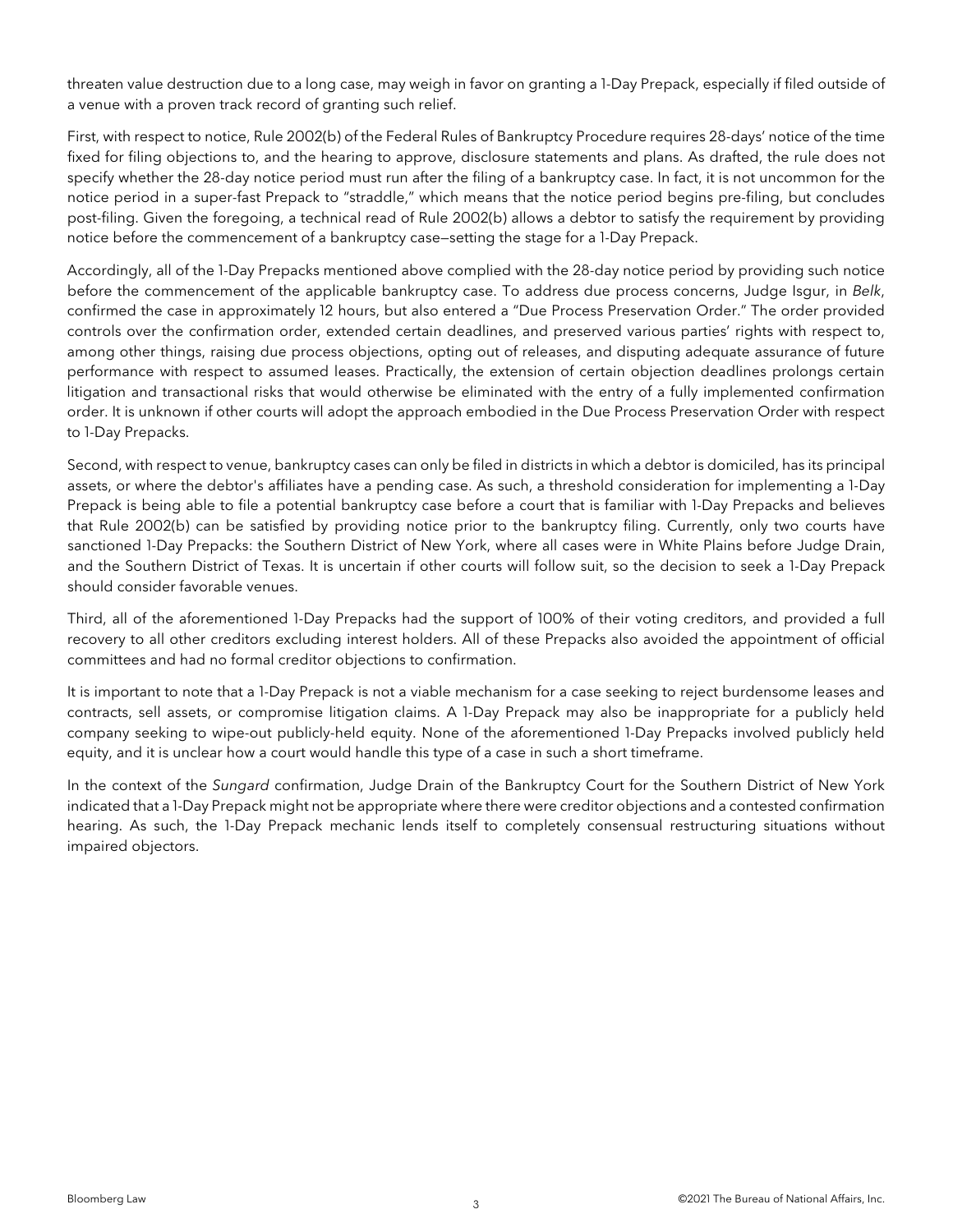threaten value destruction due to a long case, may weigh in favor on granting a 1-Day Prepack, especially if filed outside of a venue with a proven track record of granting such relief.

First, with respect to notice, Rule 2002(b) of the Federal Rules of Bankruptcy Procedure requires 28-days' notice of the time fixed for filing objections to, and the hearing to approve, disclosure statements and plans. As drafted, the rule does not specify whether the 28-day notice period must run after the filing of a bankruptcy case. In fact, it is not uncommon for the notice period in a super-fast Prepack to "straddle," which means that the notice period begins pre-filing, but concludes post-filing. Given the foregoing, a technical read of Rule 2002(b) allows a debtor to satisfy the requirement by providing notice before the commencement of a bankruptcy case—setting the stage for a 1-Day Prepack.

Accordingly, all of the 1-Day Prepacks mentioned above complied with the 28-day notice period by providing such notice before the commencement of the applicable bankruptcy case. To address due process concerns, Judge Isgur, in *Belk*, confirmed the case in approximately 12 hours, but also entered a "Due Process Preservation Order." The order provided controls over the confirmation order, extended certain deadlines, and preserved various parties' rights with respect to, among other things, raising due process objections, opting out of releases, and disputing adequate assurance of future performance with respect to assumed leases. Practically, the extension of certain objection deadlines prolongs certain litigation and transactional risks that would otherwise be eliminated with the entry of a fully implemented confirmation order. It is unknown if other courts will adopt the approach embodied in the Due Process Preservation Order with respect to 1-Day Prepacks.

Second, with respect to venue, bankruptcy cases can only be filed in districts in which a debtor is domiciled, has its principal assets, or where the debtor's affiliates have a pending case. As such, a threshold consideration for implementing a 1-Day Prepack is being able to file a potential bankruptcy case before a court that is familiar with 1-Day Prepacks and believes that Rule 2002(b) can be satisfied by providing notice prior to the bankruptcy filing. Currently, only two courts have sanctioned 1-Day Prepacks: the Southern District of New York, where all cases were in White Plains before Judge Drain, and the Southern District of Texas. It is uncertain if other courts will follow suit, so the decision to seek a 1-Day Prepack should consider favorable venues.

Third, all of the aforementioned 1-Day Prepacks had the support of 100% of their voting creditors, and provided a full recovery to all other creditors excluding interest holders. All of these Prepacks also avoided the appointment of official committees and had no formal creditor objections to confirmation.

It is important to note that a 1-Day Prepack is not a viable mechanism for a case seeking to reject burdensome leases and contracts, sell assets, or compromise litigation claims. A 1-Day Prepack may also be inappropriate for a publicly held company seeking to wipe-out publicly-held equity. None of the aforementioned 1-Day Prepacks involved publicly held equity, and it is unclear how a court would handle this type of a case in such a short timeframe.

In the context of the *Sungard* confirmation, Judge Drain of the Bankruptcy Court for the Southern District of New York indicated that a 1-Day Prepack might not be appropriate where there were creditor objections and a contested confirmation hearing. As such, the 1-Day Prepack mechanic lends itself to completely consensual restructuring situations without impaired objectors.